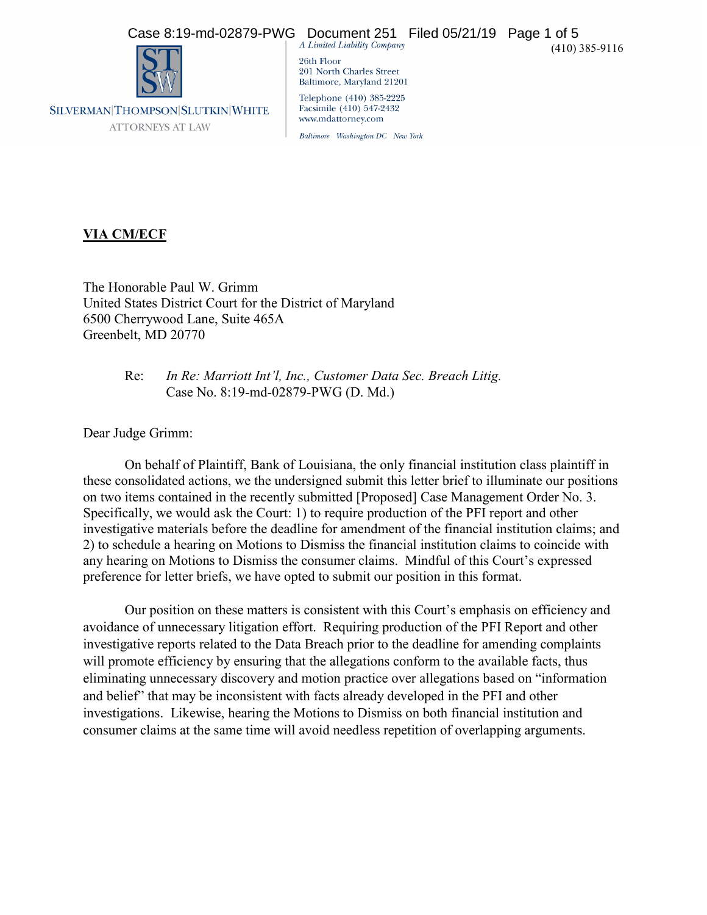SILVERMAN|THOMPSON|SLUTKIN|WHITE
ATTORNEYS AT LAW

*A Limited Liability Company*

26th Floor
201 North Charles Street
Baltimore, Maryland 21201

Telephone (410) 385-2225
Facsimile (410) 547-2432
www.mdattorney.com

*Baltimore Washington DC New York*

(410) 385-9116

**VIA CM/ECF**

The Honorable Paul W. Grimm
United States District Court for the District of Maryland
6500 Cherrywood Lane, Suite 465A
Greenbelt, MD 20770

Re: *In Re: Marriott Int'l, Inc., Customer Data Sec. Breach Litig.*
Case No. 8:19-md-02879-PWG (D. Md.)

Dear Judge Grimm:

On behalf of Plaintiff, Bank of Louisiana, the only financial institution class plaintiff in these consolidated actions, we the undersigned submit this letter brief to illuminate our positions on two items contained in the recently submitted [Proposed] Case Management Order No. 3. Specifically, we would ask the Court: 1) to require production of the PFI report and other investigative materials before the deadline for amendment of the financial institution claims; and 2) to schedule a hearing on Motions to Dismiss the financial institution claims to coincide with any hearing on Motions to Dismiss the consumer claims. Mindful of this Court's expressed preference for letter briefs, we have opted to submit our position in this format.

Our position on these matters is consistent with this Court's emphasis on efficiency and avoidance of unnecessary litigation effort. Requiring production of the PFI Report and other investigative reports related to the Data Breach prior to the deadline for amending complaints will promote efficiency by ensuring that the allegations conform to the available facts, thus eliminating unnecessary discovery and motion practice over allegations based on "information and belief" that may be inconsistent with facts already developed in the PFI and other investigations. Likewise, hearing the Motions to Dismiss on both financial institution and consumer claims at the same time will avoid needless repetition of overlapping arguments.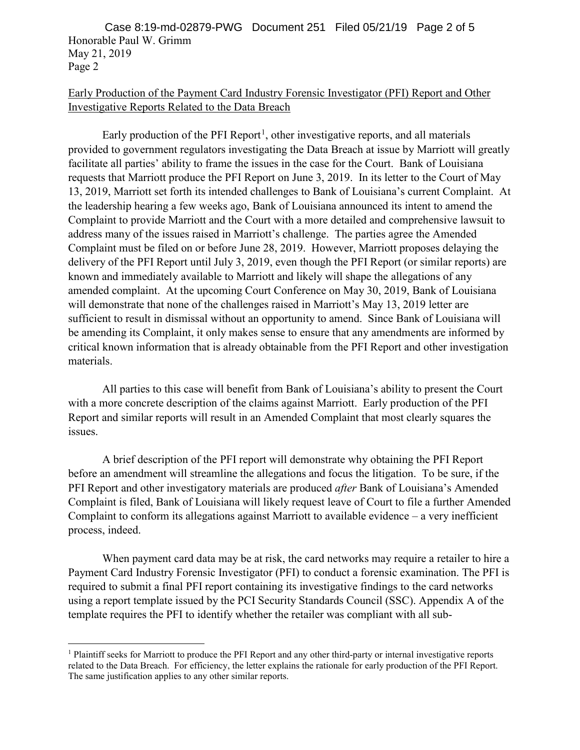Honorable Paul W. Grimm
May 21, 2019

Early Production of the Payment Card Industry Forensic Investigator (PFI) Report and Other Investigative Reports Related to the Data Breach

Early production of the PFI Report[1], other investigative reports, and all materials provided to government regulators investigating the Data Breach at issue by Marriott will greatly facilitate all parties' ability to frame the issues in the case for the Court. Bank of Louisiana requests that Marriott produce the PFI Report on June 3, 2019. In its letter to the Court of May 13, 2019, Marriott set forth its intended challenges to Bank of Louisiana's current Complaint. At the leadership hearing a few weeks ago, Bank of Louisiana announced its intent to amend the Complaint to provide Marriott and the Court with a more detailed and comprehensive lawsuit to address many of the issues raised in Marriott's challenge. The parties agree the Amended Complaint must be filed on or before June 28, 2019. However, Marriott proposes delaying the delivery of the PFI Report until July 3, 2019, even though the PFI Report (or similar reports) are known and immediately available to Marriott and likely will shape the allegations of any amended complaint. At the upcoming Court Conference on May 30, 2019, Bank of Louisiana will demonstrate that none of the challenges raised in Marriott's May 13, 2019 letter are sufficient to result in dismissal without an opportunity to amend. Since Bank of Louisiana will be amending its Complaint, it only makes sense to ensure that any amendments are informed by critical known information that is already obtainable from the PFI Report and other investigation materials.

All parties to this case will benefit from Bank of Louisiana's ability to present the Court with a more concrete description of the claims against Marriott. Early production of the PFI Report and similar reports will result in an Amended Complaint that most clearly squares the issues.

A brief description of the PFI report will demonstrate why obtaining the PFI Report before an amendment will streamline the allegations and focus the litigation. To be sure, if the PFI Report and other investigatory materials are produced *after* Bank of Louisiana's Amended Complaint is filed, Bank of Louisiana will likely request leave of Court to file a further Amended Complaint to conform its allegations against Marriott to available evidence – a very inefficient process, indeed.

When payment card data may be at risk, the card networks may require a retailer to hire a Payment Card Industry Forensic Investigator (PFI) to conduct a forensic examination. The PFI is required to submit a final PFI report containing its investigative findings to the card networks using a report template issued by the PCI Security Standards Council (SSC). Appendix A of the template requires the PFI to identify whether the retailer was compliant with all sub-

[1] Plaintiff seeks for Marriott to produce the PFI Report and any other third-party or internal investigative reports related to the Data Breach. For efficiency, the letter explains the rationale for early production of the PFI Report. The same justification applies to any other similar reports.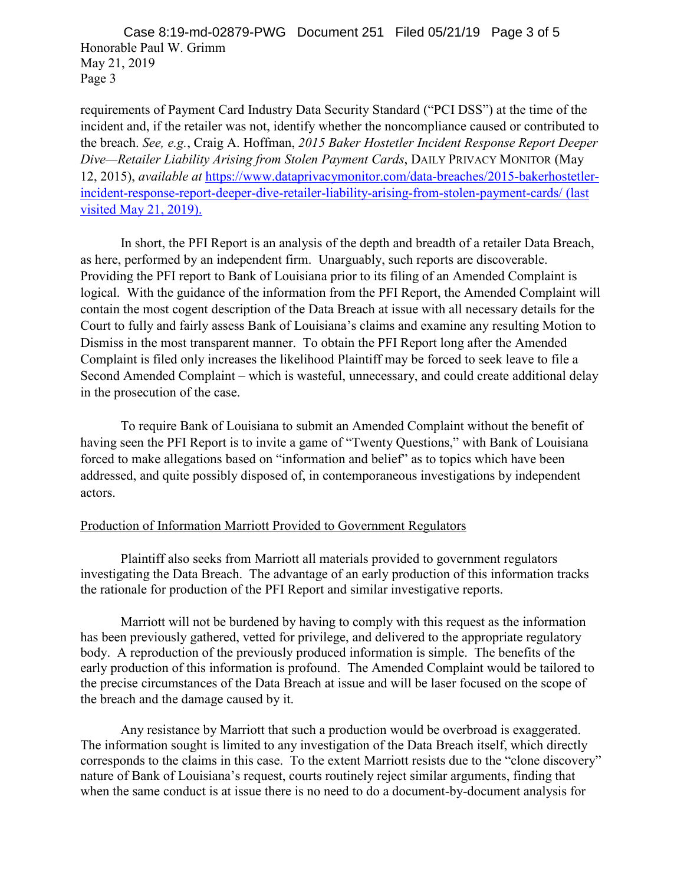requirements of Payment Card Industry Data Security Standard ("PCI DSS") at the time of the incident and, if the retailer was not, identify whether the noncompliance caused or contributed to the breach. *See, e.g.*, Craig A. Hoffman, *2015 Baker Hostetler Incident Response Report Deeper Dive—Retailer Liability Arising from Stolen Payment Cards*, DAILY PRIVACY MONITOR (May 12, 2015), *available at* https://www.dataprivacymonitor.com/data-breaches/2015-bakerhostetler-incident-response-report-deeper-dive-retailer-liability-arising-from-stolen-payment-cards/ (last visited May 21, 2019).

In short, the PFI Report is an analysis of the depth and breadth of a retailer Data Breach, as here, performed by an independent firm. Unarguably, such reports are discoverable. Providing the PFI report to Bank of Louisiana prior to its filing of an Amended Complaint is logical. With the guidance of the information from the PFI Report, the Amended Complaint will contain the most cogent description of the Data Breach at issue with all necessary details for the Court to fully and fairly assess Bank of Louisiana's claims and examine any resulting Motion to Dismiss in the most transparent manner. To obtain the PFI Report long after the Amended Complaint is filed only increases the likelihood Plaintiff may be forced to seek leave to file a Second Amended Complaint – which is wasteful, unnecessary, and could create additional delay in the prosecution of the case.

To require Bank of Louisiana to submit an Amended Complaint without the benefit of having seen the PFI Report is to invite a game of "Twenty Questions," with Bank of Louisiana forced to make allegations based on "information and belief" as to topics which have been addressed, and quite possibly disposed of, in contemporaneous investigations by independent actors.

Production of Information Marriott Provided to Government Regulators

Plaintiff also seeks from Marriott all materials provided to government regulators investigating the Data Breach. The advantage of an early production of this information tracks the rationale for production of the PFI Report and similar investigative reports.

Marriott will not be burdened by having to comply with this request as the information has been previously gathered, vetted for privilege, and delivered to the appropriate regulatory body. A reproduction of the previously produced information is simple. The benefits of the early production of this information is profound. The Amended Complaint would be tailored to the precise circumstances of the Data Breach at issue and will be laser focused on the scope of the breach and the damage caused by it.

Any resistance by Marriott that such a production would be overbroad is exaggerated. The information sought is limited to any investigation of the Data Breach itself, which directly corresponds to the claims in this case. To the extent Marriott resists due to the "clone discovery" nature of Bank of Louisiana's request, courts routinely reject similar arguments, finding that when the same conduct is at issue there is no need to do a document-by-document analysis for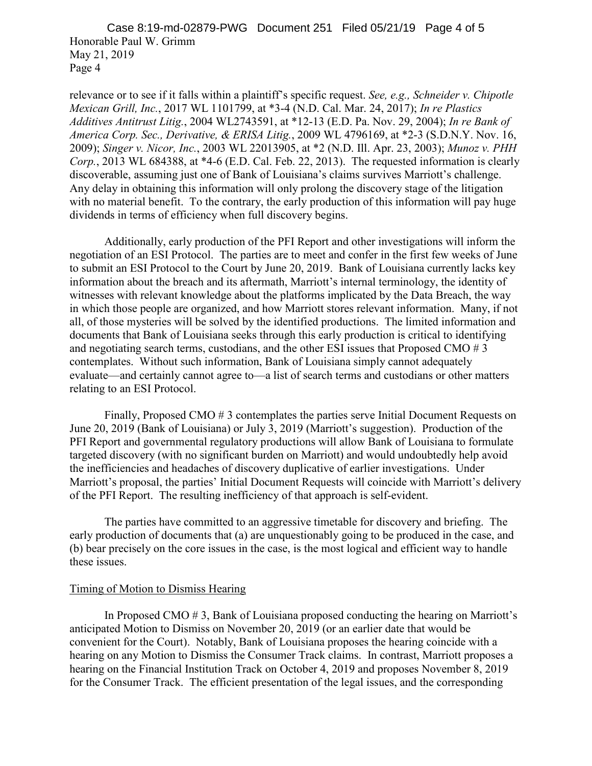relevance or to see if it falls within a plaintiff's specific request. *See, e.g., Schneider v. Chipotle Mexican Grill, Inc.*, 2017 WL 1101799, at *3-4 (N.D. Cal. Mar. 24, 2017); *In re Plastics Additives Antitrust Litig.*, 2004 WL2743591, at *12-13 (E.D. Pa. Nov. 29, 2004); *In re Bank of America Corp. Sec., Derivative, & ERISA Litig.*, 2009 WL 4796169, at *2-3 (S.D.N.Y. Nov. 16, 2009); *Singer v. Nicor, Inc.*, 2003 WL 22013905, at *2 (N.D. Ill. Apr. 23, 2003); *Munoz v. PHH Corp.*, 2013 WL 684388, at *4-6 (E.D. Cal. Feb. 22, 2013). The requested information is clearly discoverable, assuming just one of Bank of Louisiana's claims survives Marriott's challenge. Any delay in obtaining this information will only prolong the discovery stage of the litigation with no material benefit. To the contrary, the early production of this information will pay huge dividends in terms of efficiency when full discovery begins.

Additionally, early production of the PFI Report and other investigations will inform the negotiation of an ESI Protocol. The parties are to meet and confer in the first few weeks of June to submit an ESI Protocol to the Court by June 20, 2019. Bank of Louisiana currently lacks key information about the breach and its aftermath, Marriott's internal terminology, the identity of witnesses with relevant knowledge about the platforms implicated by the Data Breach, the way in which those people are organized, and how Marriott stores relevant information. Many, if not all, of those mysteries will be solved by the identified productions. The limited information and documents that Bank of Louisiana seeks through this early production is critical to identifying and negotiating search terms, custodians, and the other ESI issues that Proposed CMO # 3 contemplates. Without such information, Bank of Louisiana simply cannot adequately evaluate—and certainly cannot agree to—a list of search terms and custodians or other matters relating to an ESI Protocol.

Finally, Proposed CMO # 3 contemplates the parties serve Initial Document Requests on June 20, 2019 (Bank of Louisiana) or July 3, 2019 (Marriott's suggestion). Production of the PFI Report and governmental regulatory productions will allow Bank of Louisiana to formulate targeted discovery (with no significant burden on Marriott) and would undoubtedly help avoid the inefficiencies and headaches of discovery duplicative of earlier investigations. Under Marriott's proposal, the parties' Initial Document Requests will coincide with Marriott's delivery of the PFI Report. The resulting inefficiency of that approach is self-evident.

The parties have committed to an aggressive timetable for discovery and briefing. The early production of documents that (a) are unquestionably going to be produced in the case, and (b) bear precisely on the core issues in the case, is the most logical and efficient way to handle these issues.

Timing of Motion to Dismiss Hearing

In Proposed CMO # 3, Bank of Louisiana proposed conducting the hearing on Marriott's anticipated Motion to Dismiss on November 20, 2019 (or an earlier date that would be convenient for the Court). Notably, Bank of Louisiana proposes the hearing coincide with a hearing on any Motion to Dismiss the Consumer Track claims. In contrast, Marriott proposes a hearing on the Financial Institution Track on October 4, 2019 and proposes November 8, 2019 for the Consumer Track. The efficient presentation of the legal issues, and the corresponding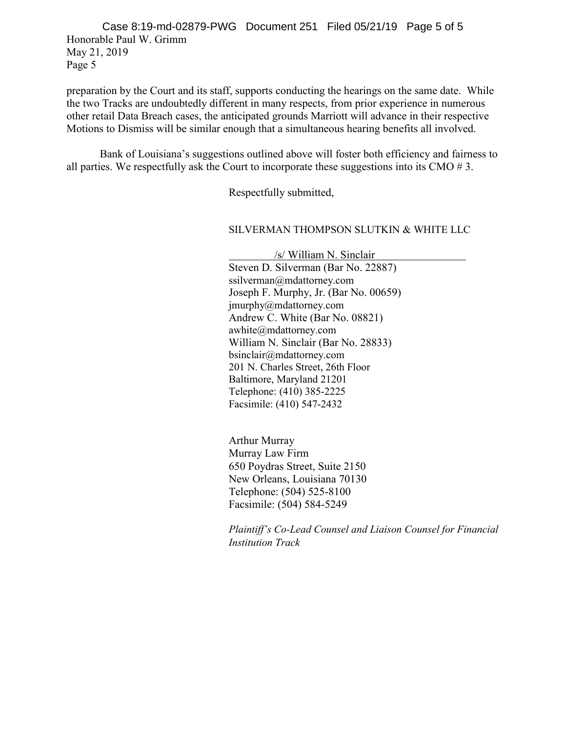preparation by the Court and its staff, supports conducting the hearings on the same date. While the two Tracks are undoubtedly different in many respects, from prior experience in numerous other retail Data Breach cases, the anticipated grounds Marriott will advance in their respective Motions to Dismiss will be similar enough that a simultaneous hearing benefits all involved.

Bank of Louisiana's suggestions outlined above will foster both efficiency and fairness to all parties. We respectfully ask the Court to incorporate these suggestions into its CMO # 3.

Respectfully submitted,

SILVERMAN THOMPSON SLUTKIN & WHITE LLC

/s/ William N. Sinclair

Steven D. Silverman (Bar No. 22887)
ssilverman@mdattorney.com
Joseph F. Murphy, Jr. (Bar No. 00659)
jmurphy@mdattorney.com
Andrew C. White (Bar No. 08821)
awhite@mdattorney.com
William N. Sinclair (Bar No. 28833)
bsinclair@mdattorney.com
201 N. Charles Street, 26th Floor
Baltimore, Maryland 21201
Telephone: (410) 385-2225
Facsimile: (410) 547-2432

Arthur Murray
Murray Law Firm
650 Poydras Street, Suite 2150
New Orleans, Louisiana 70130
Telephone: (504) 525-8100
Facsimile: (504) 584-5249

*Plaintiff's Co-Lead Counsel and Liaison Counsel for Financial Institution Track*